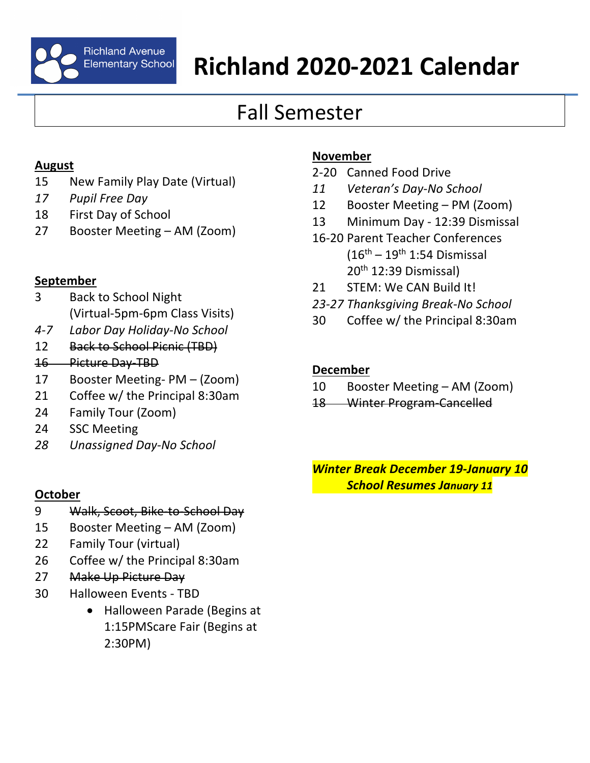Richland Avenue Elementary School

# Richland 2020-2021 Calendar

## Fall Semester

**August**

15 New Family Play Date (Virtual)
*17 Pupil Free Day*
18 First Day of School
27 Booster Meeting – AM (Zoom)

**September**

3 Back to School Night (Virtual-5pm-6pm Class Visits)
*4-7 Labor Day Holiday-No School*
12 ~~Back to School Picnic (TBD)~~
~~16 Picture Day-TBD~~
17 Booster Meeting- PM – (Zoom)
21 Coffee w/ the Principal 8:30am
24 Family Tour (Zoom)
24 SSC Meeting
*28 Unassigned Day-No School*

**October**

9 ~~Walk, Scoot, Bike-to-School Day~~
15 Booster Meeting – AM (Zoom)
22 Family Tour (virtual)
26 Coffee w/ the Principal 8:30am
27 ~~Make Up Picture Day~~
30 Halloween Events - TBD

- Halloween Parade (Begins at 1:15PMScare Fair (Begins at 2:30PM)

**November**

2-20 Canned Food Drive
*11 Veteran's Day-No School*
12 Booster Meeting – PM (Zoom)
13 Minimum Day - 12:39 Dismissal
16-20 Parent Teacher Conferences (16th – 19th 1:54 Dismissal 20th 12:39 Dismissal)
21 STEM: We CAN Build It!
*23-27 Thanksgiving Break-No School*
30 Coffee w/ the Principal 8:30am

**December**

10 Booster Meeting – AM (Zoom)
~~18 Winter Program-Cancelled~~

***Winter Break December 19-January 10***
***School Resumes January 11***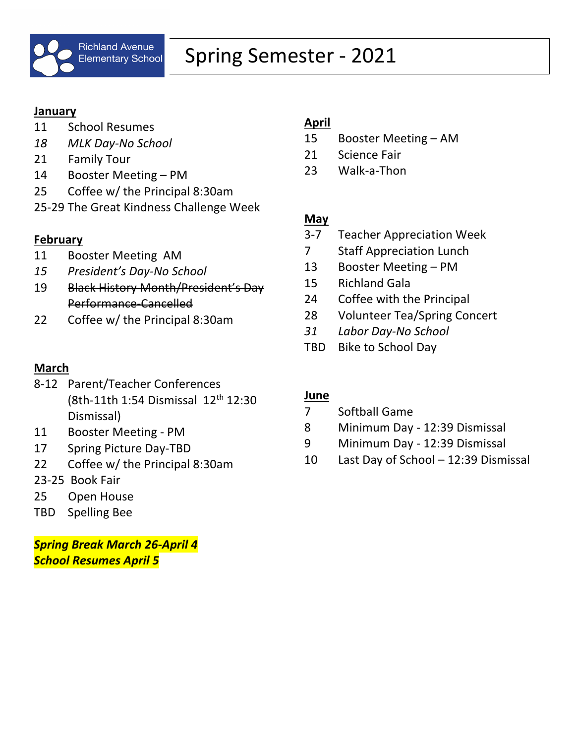Richland Avenue Elementary School

# Spring Semester - 2021

**January**

11 School Resumes
*18 MLK Day-No School*
21 Family Tour
14 Booster Meeting – PM
25 Coffee w/ the Principal 8:30am
25-29 The Great Kindness Challenge Week

**February**

11 Booster Meeting AM
*15 President's Day-No School*
19 ~~Black History Month/President's Day Performance-Cancelled~~
22 Coffee w/ the Principal 8:30am

**March**

8-12 Parent/Teacher Conferences (8th-11th 1:54 Dismissal 12th 12:30 Dismissal)
11 Booster Meeting - PM
17 Spring Picture Day-TBD
22 Coffee w/ the Principal 8:30am
23-25 Book Fair
25 Open House
TBD Spelling Bee

***Spring Break March 26-April 4***
***School Resumes April 5***

**April**

15 Booster Meeting – AM
21 Science Fair
23 Walk-a-Thon

**May**

3-7 Teacher Appreciation Week
7 Staff Appreciation Lunch
13 Booster Meeting – PM
15 Richland Gala
24 Coffee with the Principal
28 Volunteer Tea/Spring Concert
*31 Labor Day-No School*
TBD Bike to School Day

**June**

7 Softball Game
8 Minimum Day - 12:39 Dismissal
9 Minimum Day - 12:39 Dismissal
10 Last Day of School – 12:39 Dismissal